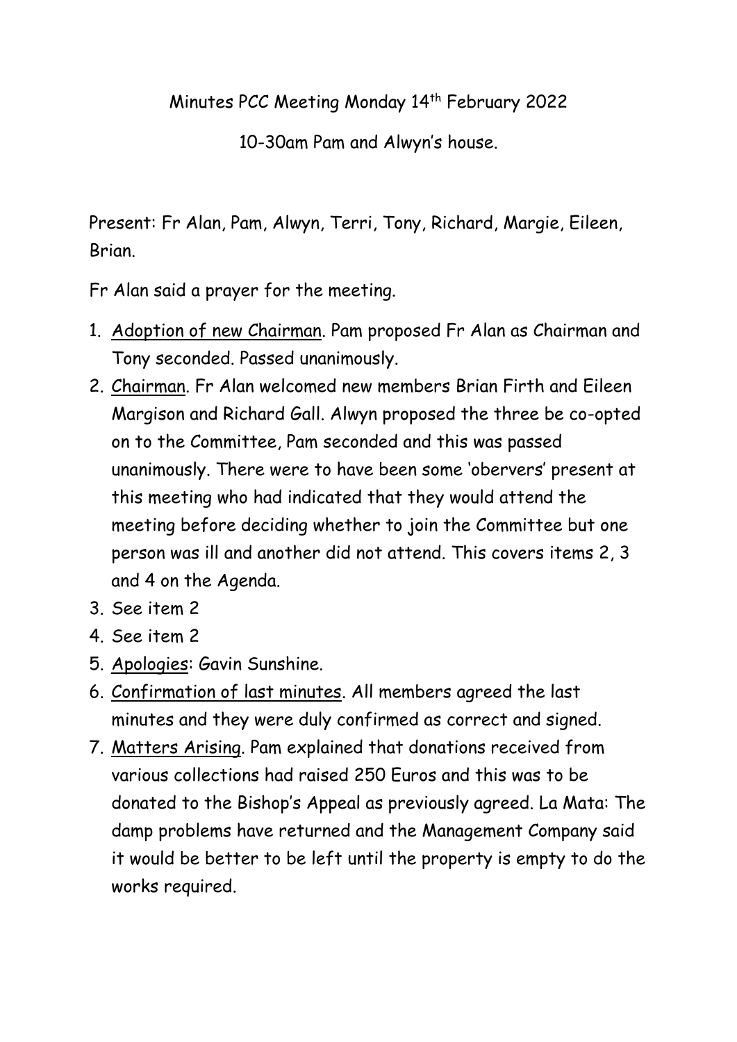Minutes PCC Meeting Monday 14th February 2022

10-30am Pam and Alwyn's house.

Present: Fr Alan, Pam, Alwyn, Terri, Tony, Richard, Margie, Eileen, Brian.

Fr Alan said a prayer for the meeting.

1. Adoption of new Chairman. Pam proposed Fr Alan as Chairman and Tony seconded. Passed unanimously.
2. Chairman. Fr Alan welcomed new members Brian Firth and Eileen Margison and Richard Gall. Alwyn proposed the three be co-opted on to the Committee, Pam seconded and this was passed unanimously. There were to have been some 'obervers' present at this meeting who had indicated that they would attend the meeting before deciding whether to join the Committee but one person was ill and another did not attend. This covers items 2, 3 and 4 on the Agenda.
3. See item 2
4. See item 2
5. Apologies: Gavin Sunshine.
6. Confirmation of last minutes. All members agreed the last minutes and they were duly confirmed as correct and signed.
7. Matters Arising. Pam explained that donations received from various collections had raised 250 Euros and this was to be donated to the Bishop's Appeal as previously agreed. La Mata: The damp problems have returned and the Management Company said it would be better to be left until the property is empty to do the works required.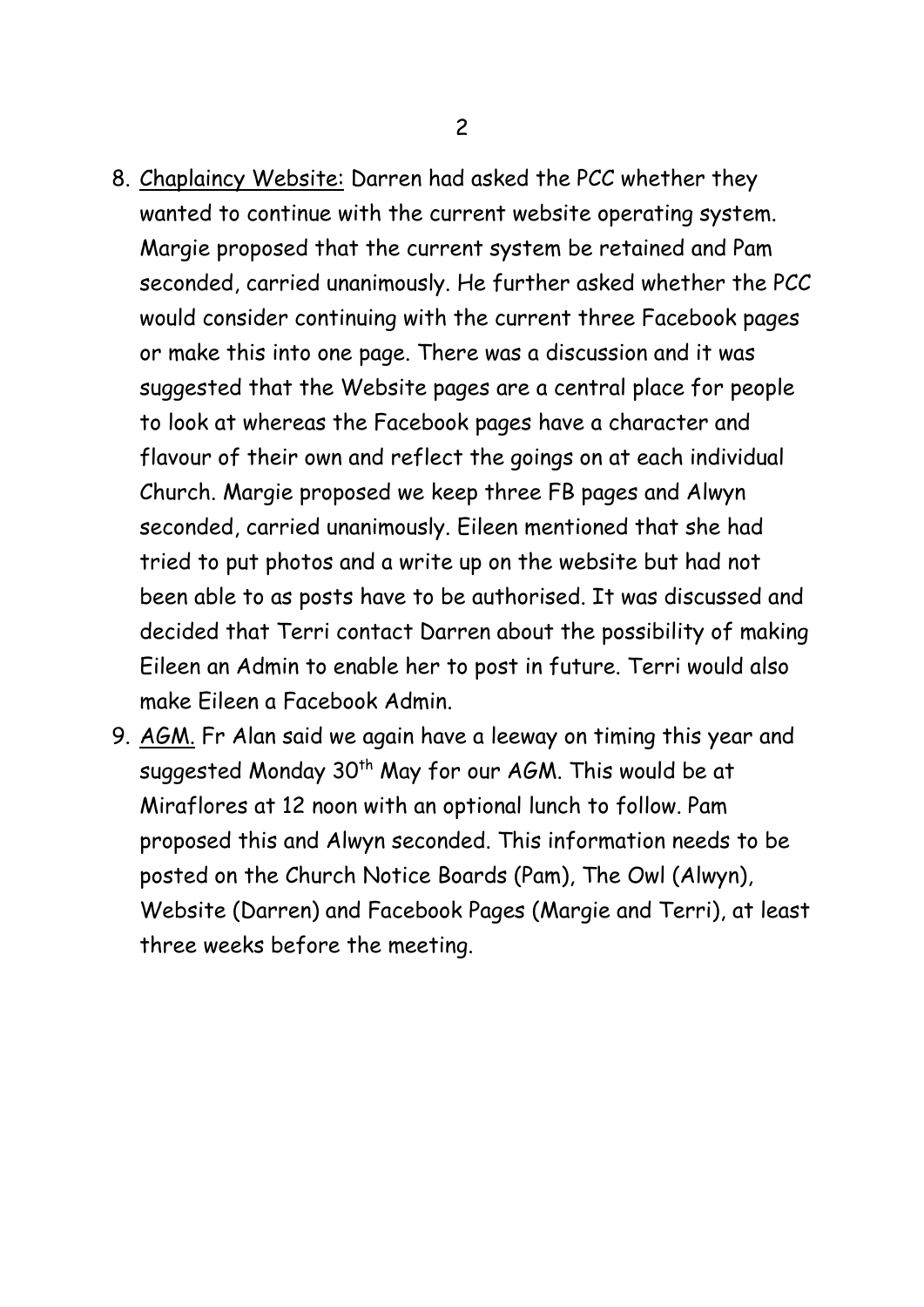8. Chaplaincy Website: Darren had asked the PCC whether they wanted to continue with the current website operating system. Margie proposed that the current system be retained and Pam seconded, carried unanimously. He further asked whether the PCC would consider continuing with the current three Facebook pages or make this into one page. There was a discussion and it was suggested that the Website pages are a central place for people to look at whereas the Facebook pages have a character and flavour of their own and reflect the goings on at each individual Church. Margie proposed we keep three FB pages and Alwyn seconded, carried unanimously. Eileen mentioned that she had tried to put photos and a write up on the website but had not been able to as posts have to be authorised. It was discussed and decided that Terri contact Darren about the possibility of making Eileen an Admin to enable her to post in future. Terri would also make Eileen a Facebook Admin.
9. AGM. Fr Alan said we again have a leeway on timing this year and suggested Monday 30th May for our AGM. This would be at Miraflores at 12 noon with an optional lunch to follow. Pam proposed this and Alwyn seconded. This information needs to be posted on the Church Notice Boards (Pam), The Owl (Alwyn), Website (Darren) and Facebook Pages (Margie and Terri), at least three weeks before the meeting.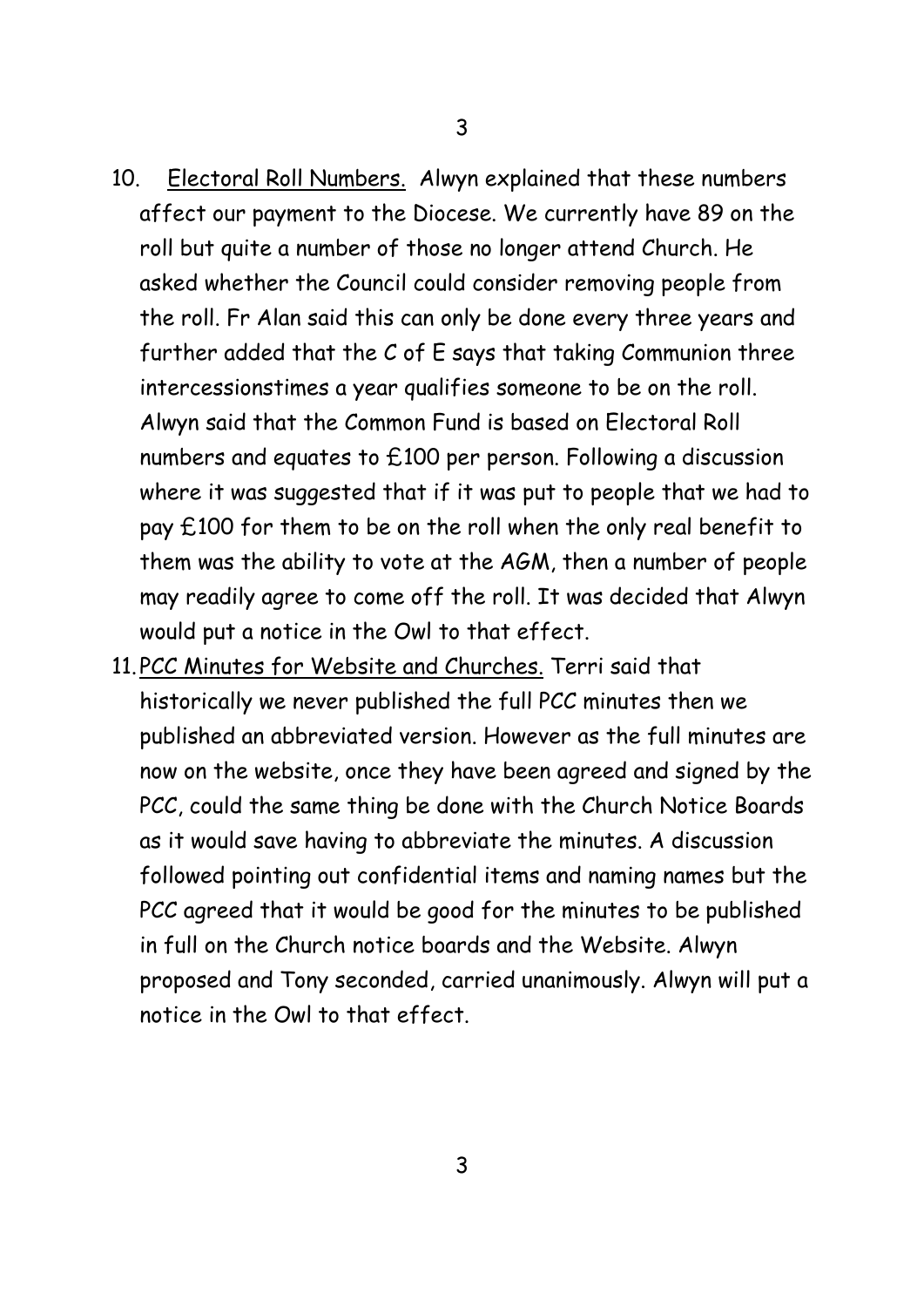10. <u>Electoral Roll Numbers.</u> Alwyn explained that these numbers affect our payment to the Diocese. We currently have 89 on the roll but quite a number of those no longer attend Church. He asked whether the Council could consider removing people from the roll. Fr Alan said this can only be done every three years and further added that the C of E says that taking Communion three intercessionstimes a year qualifies someone to be on the roll. Alwyn said that the Common Fund is based on Electoral Roll numbers and equates to £100 per person. Following a discussion where it was suggested that if it was put to people that we had to pay £100 for them to be on the roll when the only real benefit to them was the ability to vote at the AGM, then a number of people may readily agree to come off the roll. It was decided that Alwyn would put a notice in the Owl to that effect.

11. <u>PCC Minutes for Website and Churches.</u> Terri said that historically we never published the full PCC minutes then we published an abbreviated version. However as the full minutes are now on the website, once they have been agreed and signed by the PCC, could the same thing be done with the Church Notice Boards as it would save having to abbreviate the minutes. A discussion followed pointing out confidential items and naming names but the PCC agreed that it would be good for the minutes to be published in full on the Church notice boards and the Website. Alwyn proposed and Tony seconded, carried unanimously. Alwyn will put a notice in the Owl to that effect.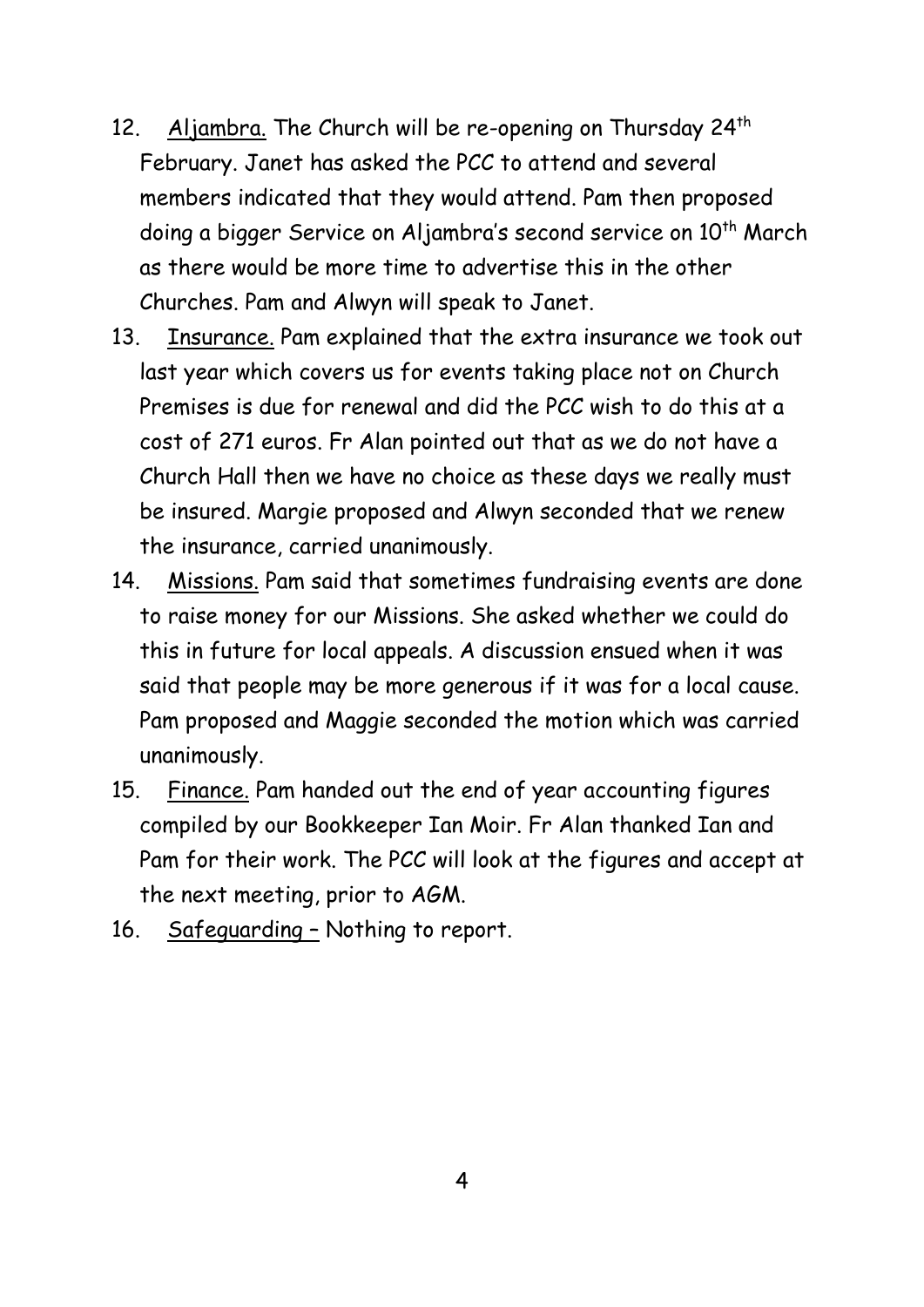12. <u>Aljambra.</u> The Church will be re-opening on Thursday 24th February. Janet has asked the PCC to attend and several members indicated that they would attend. Pam then proposed doing a bigger Service on Aljambra's second service on 10th March as there would be more time to advertise this in the other Churches. Pam and Alwyn will speak to Janet.
13. <u>Insurance.</u> Pam explained that the extra insurance we took out last year which covers us for events taking place not on Church Premises is due for renewal and did the PCC wish to do this at a cost of 271 euros. Fr Alan pointed out that as we do not have a Church Hall then we have no choice as these days we really must be insured. Margie proposed and Alwyn seconded that we renew the insurance, carried unanimously.
14. <u>Missions.</u> Pam said that sometimes fundraising events are done to raise money for our Missions. She asked whether we could do this in future for local appeals. A discussion ensued when it was said that people may be more generous if it was for a local cause. Pam proposed and Maggie seconded the motion which was carried unanimously.
15. <u>Finance.</u> Pam handed out the end of year accounting figures compiled by our Bookkeeper Ian Moir. Fr Alan thanked Ian and Pam for their work. The PCC will look at the figures and accept at the next meeting, prior to AGM.
16. <u>Safeguarding –</u> Nothing to report.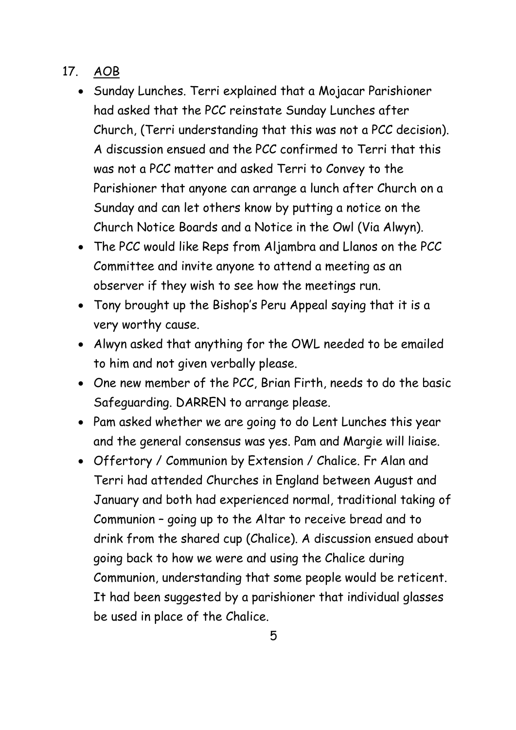17. <u>AOB</u>

- Sunday Lunches. Terri explained that a Mojacar Parishioner had asked that the PCC reinstate Sunday Lunches after Church, (Terri understanding that this was not a PCC decision). A discussion ensued and the PCC confirmed to Terri that this was not a PCC matter and asked Terri to Convey to the Parishioner that anyone can arrange a lunch after Church on a Sunday and can let others know by putting a notice on the Church Notice Boards and a Notice in the Owl (Via Alwyn).
- The PCC would like Reps from Aljambra and Llanos on the PCC Committee and invite anyone to attend a meeting as an observer if they wish to see how the meetings run.
- Tony brought up the Bishop's Peru Appeal saying that it is a very worthy cause.
- Alwyn asked that anything for the OWL needed to be emailed to him and not given verbally please.
- One new member of the PCC, Brian Firth, needs to do the basic Safeguarding. DARREN to arrange please.
- Pam asked whether we are going to do Lent Lunches this year and the general consensus was yes. Pam and Margie will liaise.
- Offertory / Communion by Extension / Chalice. Fr Alan and Terri had attended Churches in England between August and January and both had experienced normal, traditional taking of Communion – going up to the Altar to receive bread and to drink from the shared cup (Chalice). A discussion ensued about going back to how we were and using the Chalice during Communion, understanding that some people would be reticent. It had been suggested by a parishioner that individual glasses be used in place of the Chalice.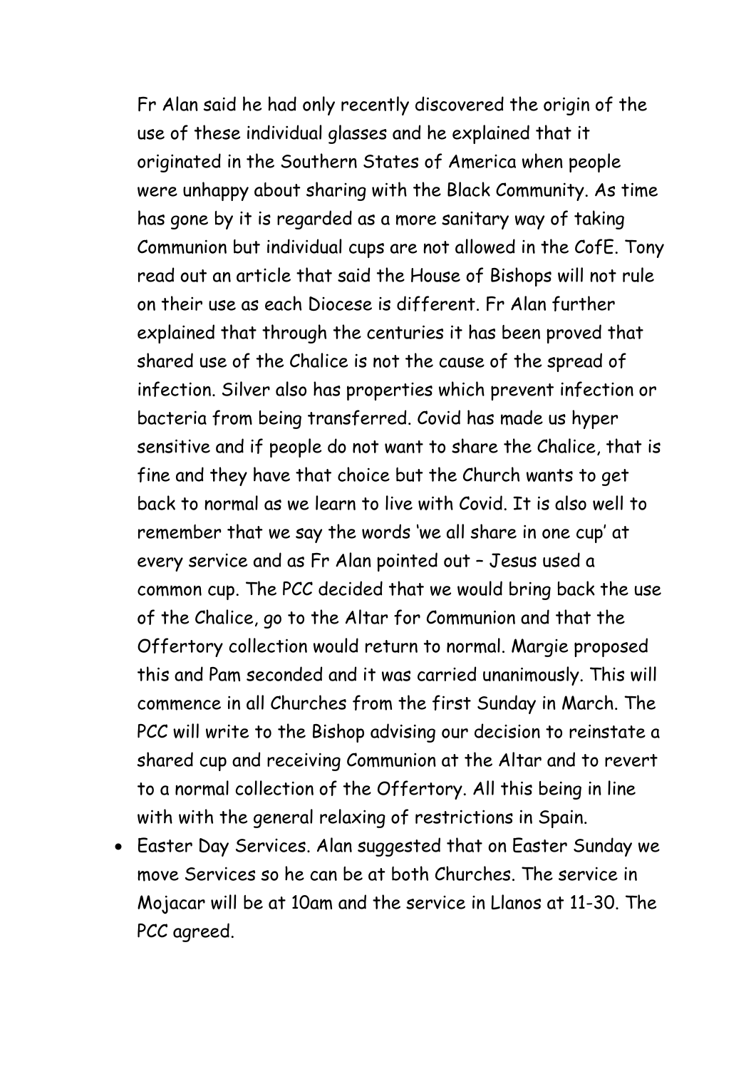Fr Alan said he had only recently discovered the origin of the use of these individual glasses and he explained that it originated in the Southern States of America when people were unhappy about sharing with the Black Community. As time has gone by it is regarded as a more sanitary way of taking Communion but individual cups are not allowed in the CofE. Tony read out an article that said the House of Bishops will not rule on their use as each Diocese is different. Fr Alan further explained that through the centuries it has been proved that shared use of the Chalice is not the cause of the spread of infection. Silver also has properties which prevent infection or bacteria from being transferred. Covid has made us hyper sensitive and if people do not want to share the Chalice, that is fine and they have that choice but the Church wants to get back to normal as we learn to live with Covid. It is also well to remember that we say the words 'we all share in one cup' at every service and as Fr Alan pointed out – Jesus used a common cup. The PCC decided that we would bring back the use of the Chalice, go to the Altar for Communion and that the Offertory collection would return to normal. Margie proposed this and Pam seconded and it was carried unanimously. This will commence in all Churches from the first Sunday in March. The PCC will write to the Bishop advising our decision to reinstate a shared cup and receiving Communion at the Altar and to revert to a normal collection of the Offertory. All this being in line with with the general relaxing of restrictions in Spain.

- Easter Day Services. Alan suggested that on Easter Sunday we move Services so he can be at both Churches. The service in Mojacar will be at 10am and the service in Llanos at 11-30. The PCC agreed.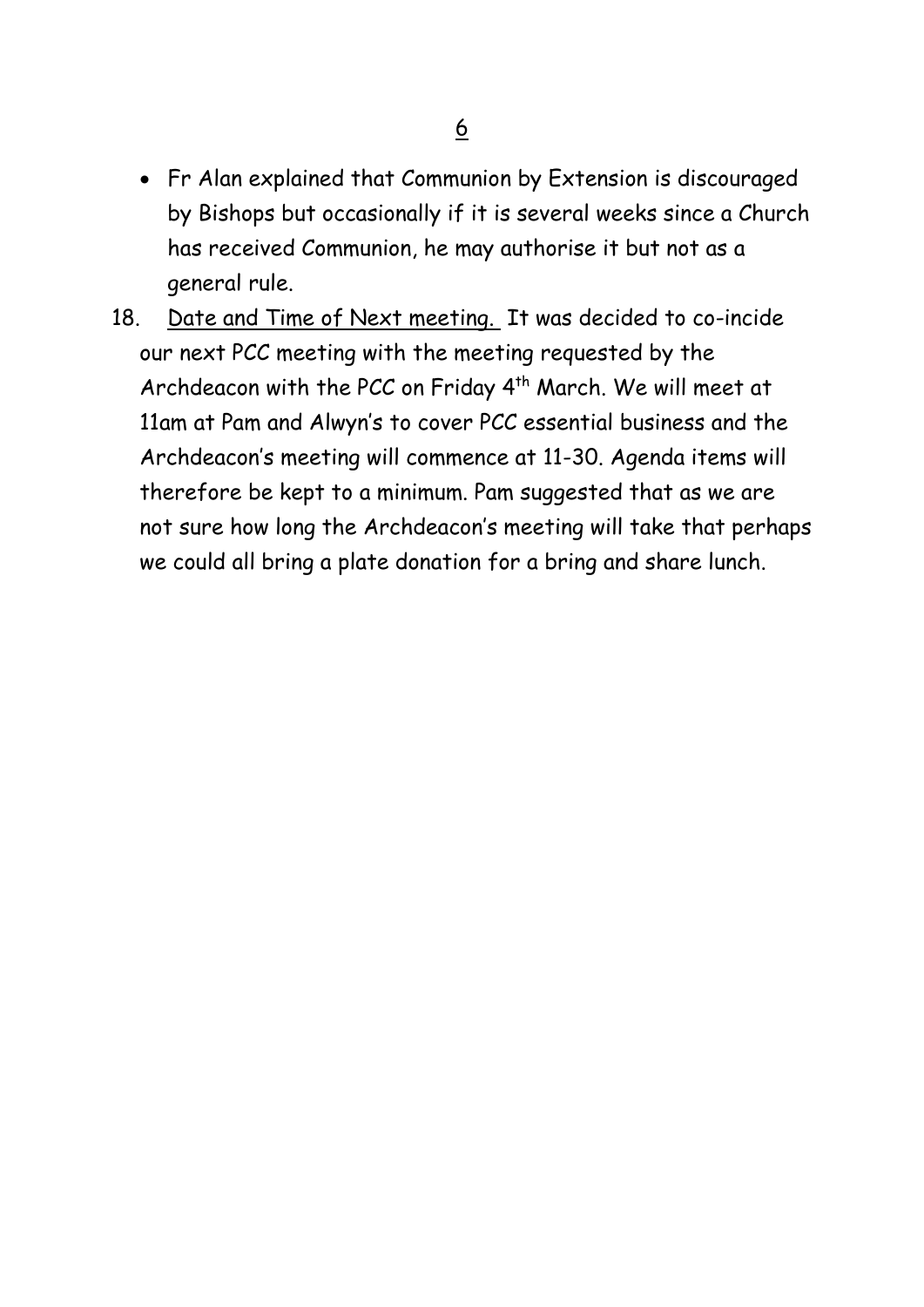- Fr Alan explained that Communion by Extension is discouraged by Bishops but occasionally if it is several weeks since a Church has received Communion, he may authorise it but not as a general rule.

18. Date and Time of Next meeting. It was decided to co-incide our next PCC meeting with the meeting requested by the Archdeacon with the PCC on Friday 4th March. We will meet at 11am at Pam and Alwyn's to cover PCC essential business and the Archdeacon's meeting will commence at 11-30. Agenda items will therefore be kept to a minimum. Pam suggested that as we are not sure how long the Archdeacon's meeting will take that perhaps we could all bring a plate donation for a bring and share lunch.